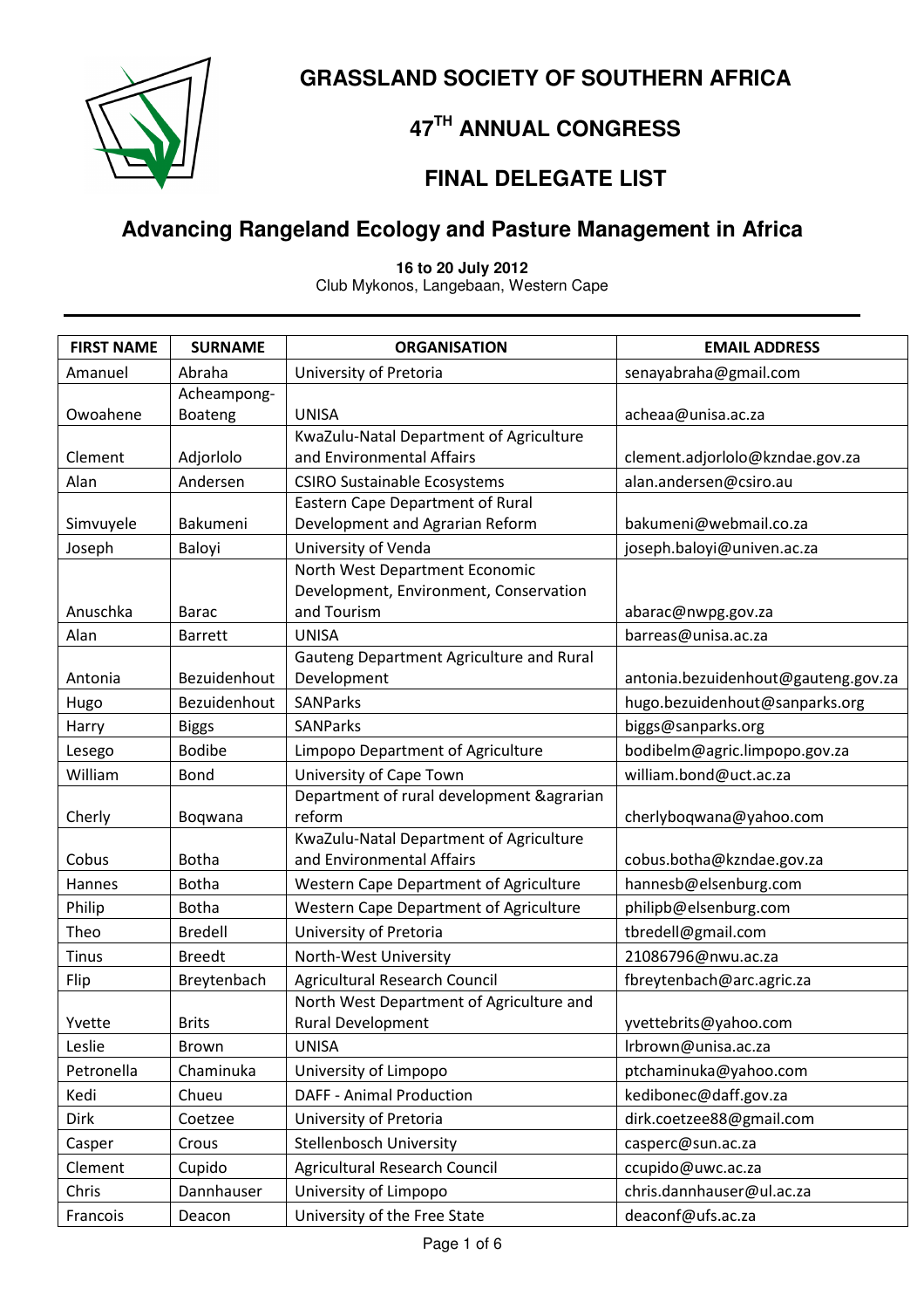# GRASSLAND SOCIETY OF SOUTHERN AFRICA

## 47TH ANNUAL CONGRESS

## FINAL DELEGATE LIST

## Advancing Rangeland Ecology and Pasture Management in Africa

**16 to 20 July 2012**
Club Mykonos, Langebaan, Western Cape

| FIRST NAME | SURNAME | ORGANISATION | EMAIL ADDRESS |
|---|---|---|---|
| Amanuel | Abraha | University of Pretoria | senayabraha@gmail.com |
| Owoahene | Acheampong-Boateng | UNISA | acheaa@unisa.ac.za |
| Clement | Adjorlolo | KwaZulu-Natal Department of Agriculture and Environmental Affairs | clement.adjorlolo@kzndae.gov.za |
| Alan | Andersen | CSIRO Sustainable Ecosystems | alan.andersen@csiro.au |
| Simvuyele | Bakumeni | Eastern Cape Department of Rural Development and Agrarian Reform | bakumeni@webmail.co.za |
| Joseph | Baloyi | University of Venda | joseph.baloyi@univen.ac.za |
| Anuschka | Barac | North West Department Economic Development, Environment, Conservation and Tourism | abarac@nwpg.gov.za |
| Alan | Barrett | UNISA | barreas@unisa.ac.za |
| Antonia | Bezuidenhout | Gauteng Department Agriculture and Rural Development | antonia.bezuidenhout@gauteng.gov.za |
| Hugo | Bezuidenhout | SANParks | hugo.bezuidenhout@sanparks.org |
| Harry | Biggs | SANParks | biggs@sanparks.org |
| Lesego | Bodibe | Limpopo Department of Agriculture | bodibelm@agric.limpopo.gov.za |
| William | Bond | University of Cape Town | william.bond@uct.ac.za |
| Cherly | Boqwana | Department of rural development &agrarian reform | cherlyboqwana@yahoo.com |
| Cobus | Botha | KwaZulu-Natal Department of Agriculture and Environmental Affairs | cobus.botha@kzndae.gov.za |
| Hannes | Botha | Western Cape Department of Agriculture | hannesb@elsenburg.com |
| Philip | Botha | Western Cape Department of Agriculture | philipb@elsenburg.com |
| Theo | Bredell | University of Pretoria | tbredell@gmail.com |
| Tinus | Breedt | North-West University | 21086796@nwu.ac.za |
| Flip | Breytenbach | Agricultural Research Council | fbreytenbach@arc.agric.za |
| Yvette | Brits | North West Department of Agriculture and Rural Development | yvettebrits@yahoo.com |
| Leslie | Brown | UNISA | lrbrown@unisa.ac.za |
| Petronella | Chaminuka | University of Limpopo | ptchaminuka@yahoo.com |
| Kedi | Chueu | DAFF - Animal Production | kedibonec@daff.gov.za |
| Dirk | Coetzee | University of Pretoria | dirk.coetzee88@gmail.com |
| Casper | Crous | Stellenbosch University | casperc@sun.ac.za |
| Clement | Cupido | Agricultural Research Council | ccupido@uwc.ac.za |
| Chris | Dannhauser | University of Limpopo | chris.dannhauser@ul.ac.za |
| Francois | Deacon | University of the Free State | deaconf@ufs.ac.za |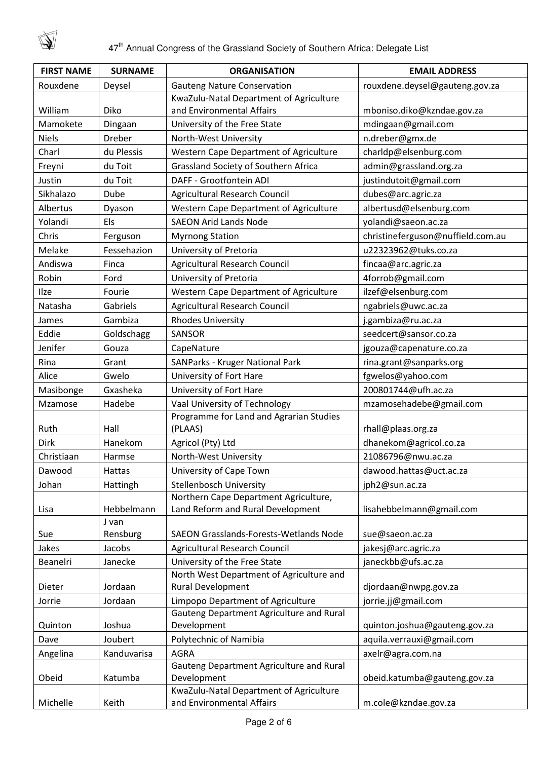47th Annual Congress of the Grassland Society of Southern Africa: Delegate List

| FIRST NAME | SURNAME | ORGANISATION | EMAIL ADDRESS |
| --- | --- | --- | --- |
| Rouxdene | Deysel | Gauteng Nature Conservation | rouxdene.deysel@gauteng.gov.za |
| William | Diko | KwaZulu-Natal Department of Agriculture and Environmental Affairs | mboniso.diko@kzndae.gov.za |
| Mamokete | Dingaan | University of the Free State | mdingaan@gmail.com |
| Niels | Dreber | North-West University | n.dreber@gmx.de |
| Charl | du Plessis | Western Cape Department of Agriculture | charldp@elsenburg.com |
| Freyni | du Toit | Grassland Society of Southern Africa | admin@grassland.org.za |
| Justin | du Toit | DAFF - Grootfontein ADI | justindutoit@gmail.com |
| Sikhalazo | Dube | Agricultural Research Council | dubes@arc.agric.za |
| Albertus | Dyason | Western Cape Department of Agriculture | albertusd@elsenburg.com |
| Yolandi | Els | SAEON Arid Lands Node | yolandi@saeon.ac.za |
| Chris | Ferguson | Myrnong Station | christineferguson@nuffield.com.au |
| Melake | Fessehazion | University of Pretoria | u22323962@tuks.co.za |
| Andiswa | Finca | Agricultural Research Council | fincaa@arc.agric.za |
| Robin | Ford | University of Pretoria | 4forrob@gmail.com |
| Ilze | Fourie | Western Cape Department of Agriculture | ilzef@elsenburg.com |
| Natasha | Gabriels | Agricultural Research Council | ngabriels@uwc.ac.za |
| James | Gambiza | Rhodes University | j.gambiza@ru.ac.za |
| Eddie | Goldschagg | SANSOR | seedcert@sansor.co.za |
| Jenifer | Gouza | CapeNature | jgouza@capenature.co.za |
| Rina | Grant | SANParks - Kruger National Park | rina.grant@sanparks.org |
| Alice | Gwelo | University of Fort Hare | fgwelos@yahoo.com |
| Masibonge | Gxasheka | University of Fort Hare | 200801744@ufh.ac.za |
| Mzamose | Hadebe | Vaal University of Technology | mzamosehadebe@gmail.com |
| Ruth | Hall | Programme for Land and Agrarian Studies (PLAAS) | rhall@plaas.org.za |
| Dirk | Hanekom | Agricol (Pty) Ltd | dhanekom@agricol.co.za |
| Christiaan | Harmse | North-West University | 21086796@nwu.ac.za |
| Dawood | Hattas | University of Cape Town | dawood.hattas@uct.ac.za |
| Johan | Hattingh | Stellenbosch University | jph2@sun.ac.za |
| Lisa | Hebbelmann | Northern Cape Department Agriculture, Land Reform and Rural Development | lisahebbelmann@gmail.com |
| Sue | J van Rensburg | SAEON Grasslands-Forests-Wetlands Node | sue@saeon.ac.za |
| Jakes | Jacobs | Agricultural Research Council | jakesj@arc.agric.za |
| Beanelri | Janecke | University of the Free State | janeckbb@ufs.ac.za |
| Dieter | Jordaan | North West Department of Agriculture and Rural Development | djordaan@nwpg.gov.za |
| Jorrie | Jordaan | Limpopo Department of Agriculture | jorrie.jj@gmail.com |
| Quinton | Joshua | Gauteng Department Agriculture and Rural Development | quinton.joshua@gauteng.gov.za |
| Dave | Joubert | Polytechnic of Namibia | aquila.verrauxi@gmail.com |
| Angelina | Kanduvarisa | AGRA | axelr@agra.com.na |
| Obeid | Katumba | Gauteng Department Agriculture and Rural Development | obeid.katumba@gauteng.gov.za |
| Michelle | Keith | KwaZulu-Natal Department of Agriculture and Environmental Affairs | m.cole@kzndae.gov.za |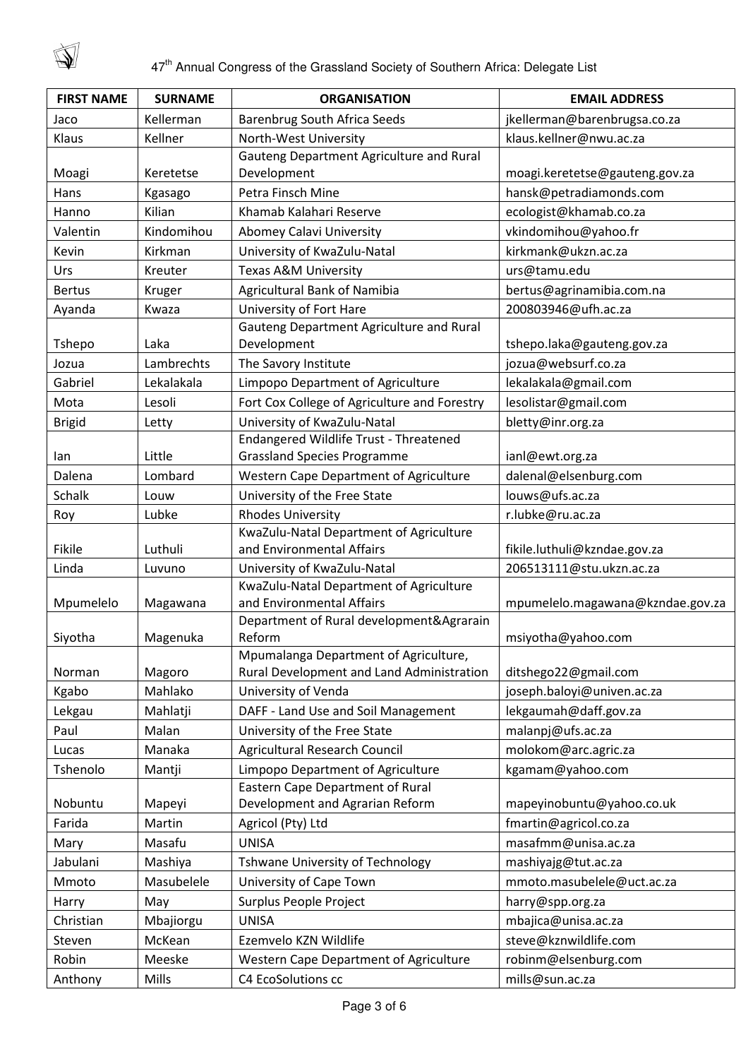| FIRST NAME | SURNAME | ORGANISATION | EMAIL ADDRESS |
| --- | --- | --- | --- |
| Jaco | Kellerman | Barenbrug South Africa Seeds | jkellerman@barenbrugsa.co.za |
| Klaus | Kellner | North-West University | klaus.kellner@nwu.ac.za |
| Moagi | Keretetse | Gauteng Department Agriculture and Rural Development | moagi.keretetse@gauteng.gov.za |
| Hans | Kgasago | Petra Finsch Mine | hansk@petradiamonds.com |
| Hanno | Kilian | Khamab Kalahari Reserve | ecologist@khamab.co.za |
| Valentin | Kindomihou | Abomey Calavi University | vkindomihou@yahoo.fr |
| Kevin | Kirkman | University of KwaZulu-Natal | kirkmank@ukzn.ac.za |
| Urs | Kreuter | Texas A&M University | urs@tamu.edu |
| Bertus | Kruger | Agricultural Bank of Namibia | bertus@agrinamibia.com.na |
| Ayanda | Kwaza | University of Fort Hare | 200803946@ufh.ac.za |
| Tshepo | Laka | Gauteng Department Agriculture and Rural Development | tshepo.laka@gauteng.gov.za |
| Jozua | Lambrechts | The Savory Institute | jozua@websurf.co.za |
| Gabriel | Lekalakala | Limpopo Department of Agriculture | lekalakala@gmail.com |
| Mota | Lesoli | Fort Cox College of Agriculture and Forestry | lesolistar@gmail.com |
| Brigid | Letty | University of KwaZulu-Natal | bletty@inr.org.za |
| Ian | Little | Endangered Wildlife Trust - Threatened Grassland Species Programme | ianl@ewt.org.za |
| Dalena | Lombard | Western Cape Department of Agriculture | dalenal@elsenburg.com |
| Schalk | Louw | University of the Free State | louws@ufs.ac.za |
| Roy | Lubke | Rhodes University | r.lubke@ru.ac.za |
| Fikile | Luthuli | KwaZulu-Natal Department of Agriculture and Environmental Affairs | fikile.luthuli@kzndae.gov.za |
| Linda | Luvuno | University of KwaZulu-Natal | 206513111@stu.ukzn.ac.za |
| Mpumelelo | Magawana | KwaZulu-Natal Department of Agriculture and Environmental Affairs | mpumelelo.magawana@kzndae.gov.za |
| Siyotha | Magenuka | Department of Rural development&Agrarain Reform | msiyotha@yahoo.com |
| Norman | Magoro | Mpumalanga Department of Agriculture, Rural Development and Land Administration | ditshego22@gmail.com |
| Kgabo | Mahlako | University of Venda | joseph.baloyi@univen.ac.za |
| Lekgau | Mahlatji | DAFF - Land Use and Soil Management | lekgaumah@daff.gov.za |
| Paul | Malan | University of the Free State | malanpj@ufs.ac.za |
| Lucas | Manaka | Agricultural Research Council | molokom@arc.agric.za |
| Tshenolo | Mantji | Limpopo Department of Agriculture | kgamam@yahoo.com |
| Nobuntu | Mapeyi | Eastern Cape Department of Rural Development and Agrarian Reform | mapeyinobuntu@yahoo.co.uk |
| Farida | Martin | Agricol (Pty) Ltd | fmartin@agricol.co.za |
| Mary | Masafu | UNISA | masafmm@unisa.ac.za |
| Jabulani | Mashiya | Tshwane University of Technology | mashiyajg@tut.ac.za |
| Mmoto | Masubelele | University of Cape Town | mmoto.masubelele@uct.ac.za |
| Harry | May | Surplus People Project | harry@spp.org.za |
| Christian | Mbajiorgu | UNISA | mbajica@unisa.ac.za |
| Steven | McKean | Ezemvelo KZN Wildlife | steve@kznwildlife.com |
| Robin | Meeske | Western Cape Department of Agriculture | robinm@elsenburg.com |
| Anthony | Mills | C4 EcoSolutions cc | mills@sun.ac.za |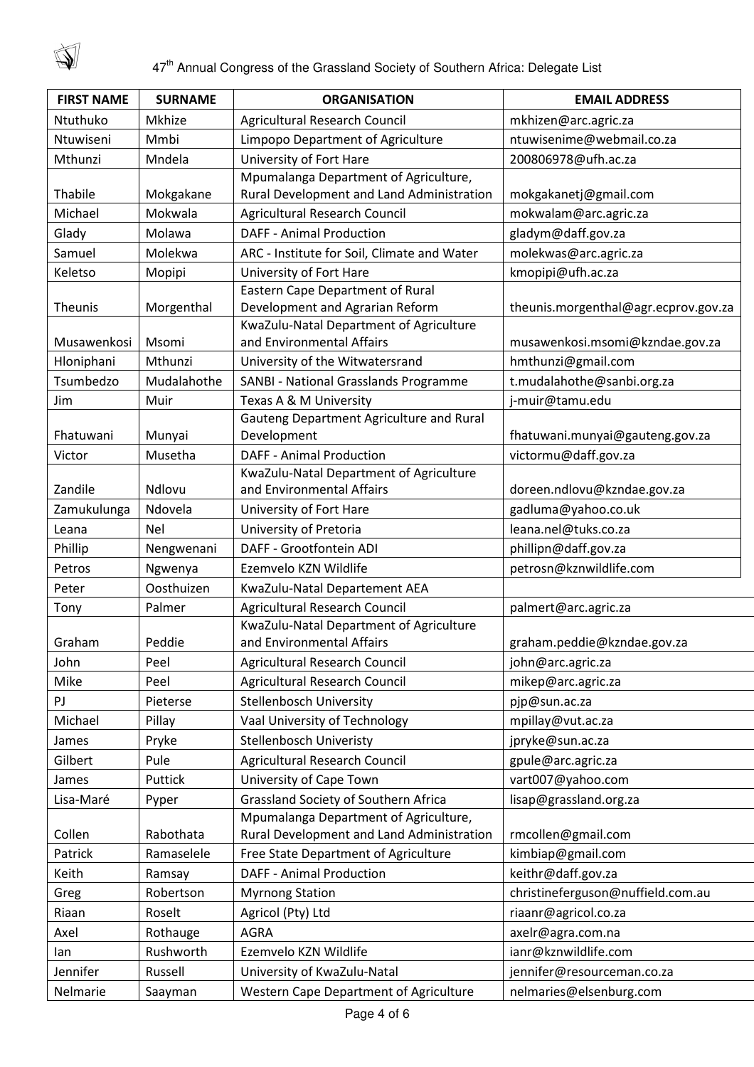# 47th Annual Congress of the Grassland Society of Southern Africa: Delegate List

| FIRST NAME | SURNAME | ORGANISATION | EMAIL ADDRESS |
|---|---|---|---|
| Ntuthuko | Mkhize | Agricultural Research Council | mkhizen@arc.agric.za |
| Ntuwiseni | Mmbi | Limpopo Department of Agriculture | ntuwisenime@webmail.co.za |
| Mthunzi | Mndela | University of Fort Hare | 200806978@ufh.ac.za |
| Thabile | Mokgakane | Mpumalanga Department of Agriculture, Rural Development and Land Administration | mokgakanetj@gmail.com |
| Michael | Mokwala | Agricultural Research Council | mokwalam@arc.agric.za |
| Glady | Molawa | DAFF - Animal Production | gladym@daff.gov.za |
| Samuel | Molekwa | ARC - Institute for Soil, Climate and Water | molekwas@arc.agric.za |
| Keletso | Mopipi | University of Fort Hare | kmopipi@ufh.ac.za |
| Theunis | Morgenthal | Eastern Cape Department of Rural Development and Agrarian Reform | theunis.morgenthal@agr.ecprov.gov.za |
| Musawenkosi | Msomi | KwaZulu-Natal Department of Agriculture and Environmental Affairs | musawenkosi.msomi@kzndae.gov.za |
| Hloniphani | Mthunzi | University of the Witwatersrand | hmthunzi@gmail.com |
| Tsumbedzo | Mudalahothe | SANBI - National Grasslands Programme | t.mudalahothe@sanbi.org.za |
| Jim | Muir | Texas A & M University | j-muir@tamu.edu |
| Fhatuwani | Munyai | Gauteng Department Agriculture and Rural Development | fhatuwani.munyai@gauteng.gov.za |
| Victor | Musetha | DAFF - Animal Production | victormu@daff.gov.za |
| Zandile | Ndlovu | KwaZulu-Natal Department of Agriculture and Environmental Affairs | doreen.ndlovu@kzndae.gov.za |
| Zamukulunga | Ndovela | University of Fort Hare | gadluma@yahoo.co.uk |
| Leana | Nel | University of Pretoria | leana.nel@tuks.co.za |
| Phillip | Nengwenani | DAFF - Grootfontein ADI | phillipn@daff.gov.za |
| Petros | Ngwenya | Ezemvelo KZN Wildlife | petrosn@kznwildlife.com |
| Peter | Oosthuizen | KwaZulu-Natal Departement AEA | |
| Tony | Palmer | Agricultural Research Council | palmert@arc.agric.za |
| Graham | Peddie | KwaZulu-Natal Department of Agriculture and Environmental Affairs | graham.peddie@kzndae.gov.za |
| John | Peel | Agricultural Research Council | john@arc.agric.za |
| Mike | Peel | Agricultural Research Council | mikep@arc.agric.za |
| PJ | Pieterse | Stellenbosch University | pjp@sun.ac.za |
| Michael | Pillay | Vaal University of Technology | mpillay@vut.ac.za |
| James | Pryke | Stellenbosch Univeristy | jpryke@sun.ac.za |
| Gilbert | Pule | Agricultural Research Council | gpule@arc.agric.za |
| James | Puttick | University of Cape Town | vart007@yahoo.com |
| Lisa-Maré | Pyper | Grassland Society of Southern Africa | lisap@grassland.org.za |
| Collen | Rabothata | Mpumalanga Department of Agriculture, Rural Development and Land Administration | rmcollen@gmail.com |
| Patrick | Ramaselele | Free State Department of Agriculture | kimbiap@gmail.com |
| Keith | Ramsay | DAFF - Animal Production | keithr@daff.gov.za |
| Greg | Robertson | Myrnong Station | christineferguson@nuffield.com.au |
| Riaan | Roselt | Agricol (Pty) Ltd | riaanr@agricol.co.za |
| Axel | Rothauge | AGRA | axelr@agra.com.na |
| Ian | Rushworth | Ezemvelo KZN Wildlife | ianr@kznwildlife.com |
| Jennifer | Russell | University of KwaZulu-Natal | jennifer@resourceman.co.za |
| Nelmarie | Saayman | Western Cape Department of Agriculture | nelmaries@elsenburg.com |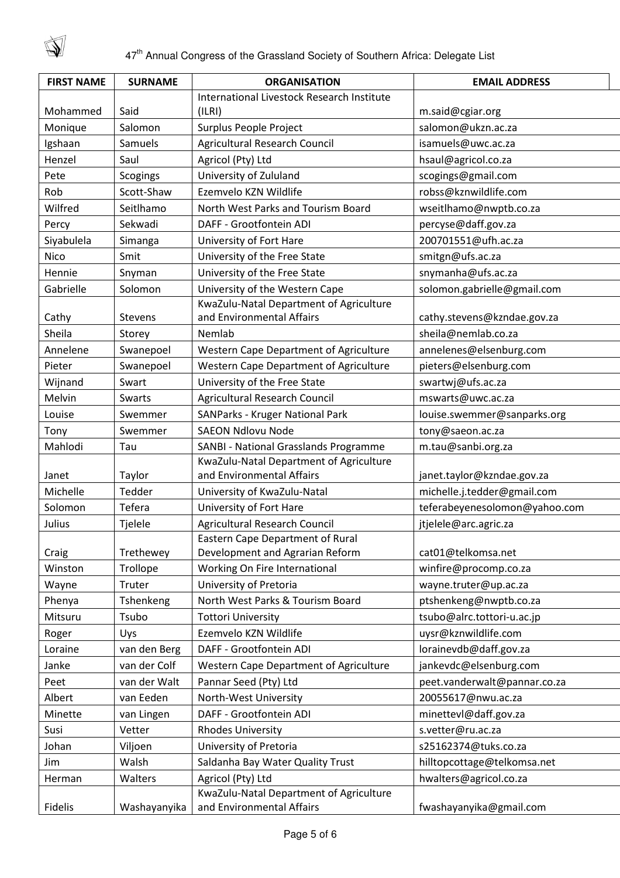| FIRST NAME | SURNAME | ORGANISATION | EMAIL ADDRESS |
|---|---|---|---|
| Mohammed | Said | International Livestock Research Institute (ILRI) | m.said@cgiar.org |
| Monique | Salomon | Surplus People Project | salomon@ukzn.ac.za |
| Igshaan | Samuels | Agricultural Research Council | isamuels@uwc.ac.za |
| Henzel | Saul | Agricol (Pty) Ltd | hsaul@agricol.co.za |
| Pete | Scogings | University of Zululand | scogings@gmail.com |
| Rob | Scott-Shaw | Ezemvelo KZN Wildlife | robss@kznwildlife.com |
| Wilfred | Seitlhamo | North West Parks and Tourism Board | wseitlhamo@nwptb.co.za |
| Percy | Sekwadi | DAFF - Grootfontein ADI | percyse@daff.gov.za |
| Siyabulela | Simanga | University of Fort Hare | 200701551@ufh.ac.za |
| Nico | Smit | University of the Free State | smitgn@ufs.ac.za |
| Hennie | Snyman | University of the Free State | snymanha@ufs.ac.za |
| Gabrielle | Solomon | University of the Western Cape | solomon.gabrielle@gmail.com |
| Cathy | Stevens | KwaZulu-Natal Department of Agriculture and Environmental Affairs | cathy.stevens@kzndae.gov.za |
| Sheila | Storey | Nemlab | sheila@nemlab.co.za |
| Annelene | Swanepoel | Western Cape Department of Agriculture | annelenes@elsenburg.com |
| Pieter | Swanepoel | Western Cape Department of Agriculture | pieters@elsenburg.com |
| Wijnand | Swart | University of the Free State | swartwj@ufs.ac.za |
| Melvin | Swarts | Agricultural Research Council | mswarts@uwc.ac.za |
| Louise | Swemmer | SANParks - Kruger National Park | louise.swemmer@sanparks.org |
| Tony | Swemmer | SAEON Ndlovu Node | tony@saeon.ac.za |
| Mahlodi | Tau | SANBI - National Grasslands Programme | m.tau@sanbi.org.za |
| Janet | Taylor | KwaZulu-Natal Department of Agriculture and Environmental Affairs | janet.taylor@kzndae.gov.za |
| Michelle | Tedder | University of KwaZulu-Natal | michelle.j.tedder@gmail.com |
| Solomon | Tefera | University of Fort Hare | teferabeyenesolomon@yahoo.com |
| Julius | Tjelele | Agricultural Research Council | jtjelele@arc.agric.za |
| Craig | Trethewey | Eastern Cape Department of Rural Development and Agrarian Reform | cat01@telkomsa.net |
| Winston | Trollope | Working On Fire International | winfire@procomp.co.za |
| Wayne | Truter | University of Pretoria | wayne.truter@up.ac.za |
| Phenya | Tshenkeng | North West Parks & Tourism Board | ptshenkeng@nwptb.co.za |
| Mitsuru | Tsubo | Tottori University | tsubo@alrc.tottori-u.ac.jp |
| Roger | Uys | Ezemvelo KZN Wildlife | uysr@kznwildlife.com |
| Loraine | van den Berg | DAFF - Grootfontein ADI | lorainevdb@daff.gov.za |
| Janke | van der Colf | Western Cape Department of Agriculture | jankevdc@elsenburg.com |
| Peet | van der Walt | Pannar Seed (Pty) Ltd | peet.vanderwalt@pannar.co.za |
| Albert | van Eeden | North-West University | 20055617@nwu.ac.za |
| Minette | van Lingen | DAFF - Grootfontein ADI | minettevl@daff.gov.za |
| Susi | Vetter | Rhodes University | s.vetter@ru.ac.za |
| Johan | Viljoen | University of Pretoria | s25162374@tuks.co.za |
| Jim | Walsh | Saldanha Bay Water Quality Trust | hilltopcottage@telkomsa.net |
| Herman | Walters | Agricol (Pty) Ltd | hwalters@agricol.co.za |
| Fidelis | Washayanyika | KwaZulu-Natal Department of Agriculture and Environmental Affairs | fwashayanyika@gmail.com |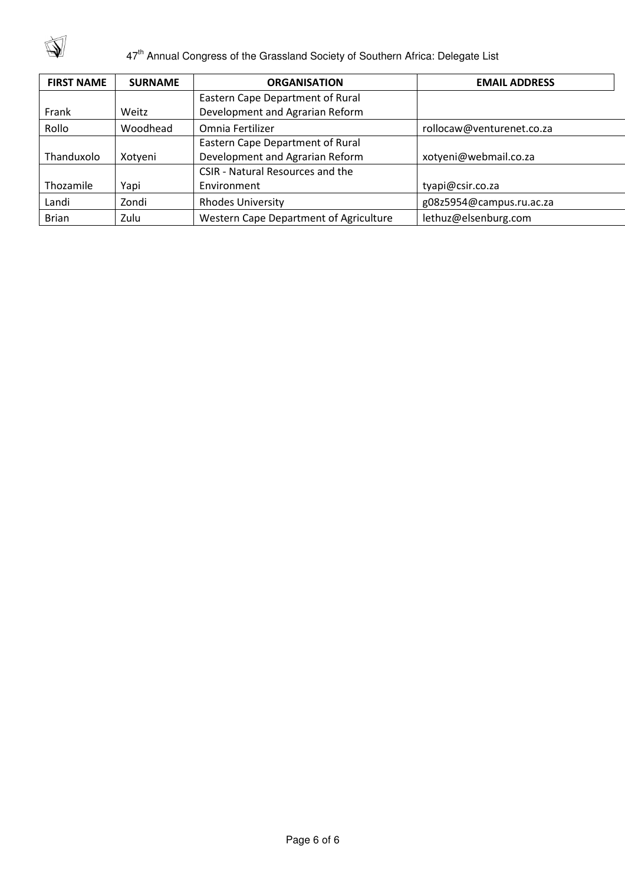| FIRST NAME | SURNAME | ORGANISATION | EMAIL ADDRESS |
|---|---|---|---|
| Frank | Weitz | Eastern Cape Department of Rural Development and Agrarian Reform | |
| Rollo | Woodhead | Omnia Fertilizer | rollocaw@venturenet.co.za |
| Thanduxolo | Xotyeni | Eastern Cape Department of Rural Development and Agrarian Reform | xotyeni@webmail.co.za |
| Thozamile | Yapi | CSIR - Natural Resources and the Environment | tyapi@csir.co.za |
| Landi | Zondi | Rhodes University | g08z5954@campus.ru.ac.za |
| Brian | Zulu | Western Cape Department of Agriculture | lethuz@elsenburg.com |